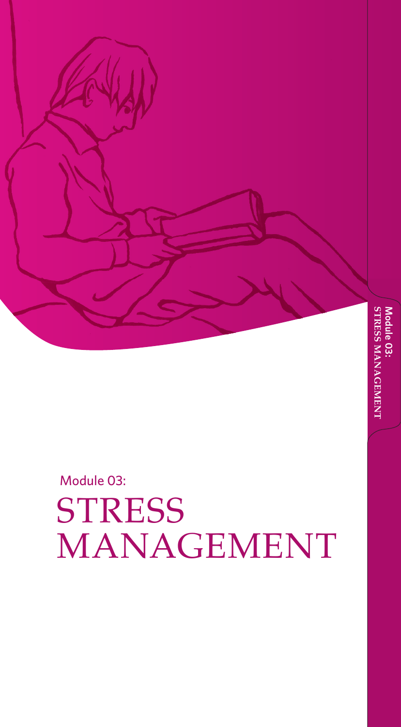Module 03:

# STRESS MANAGEMENT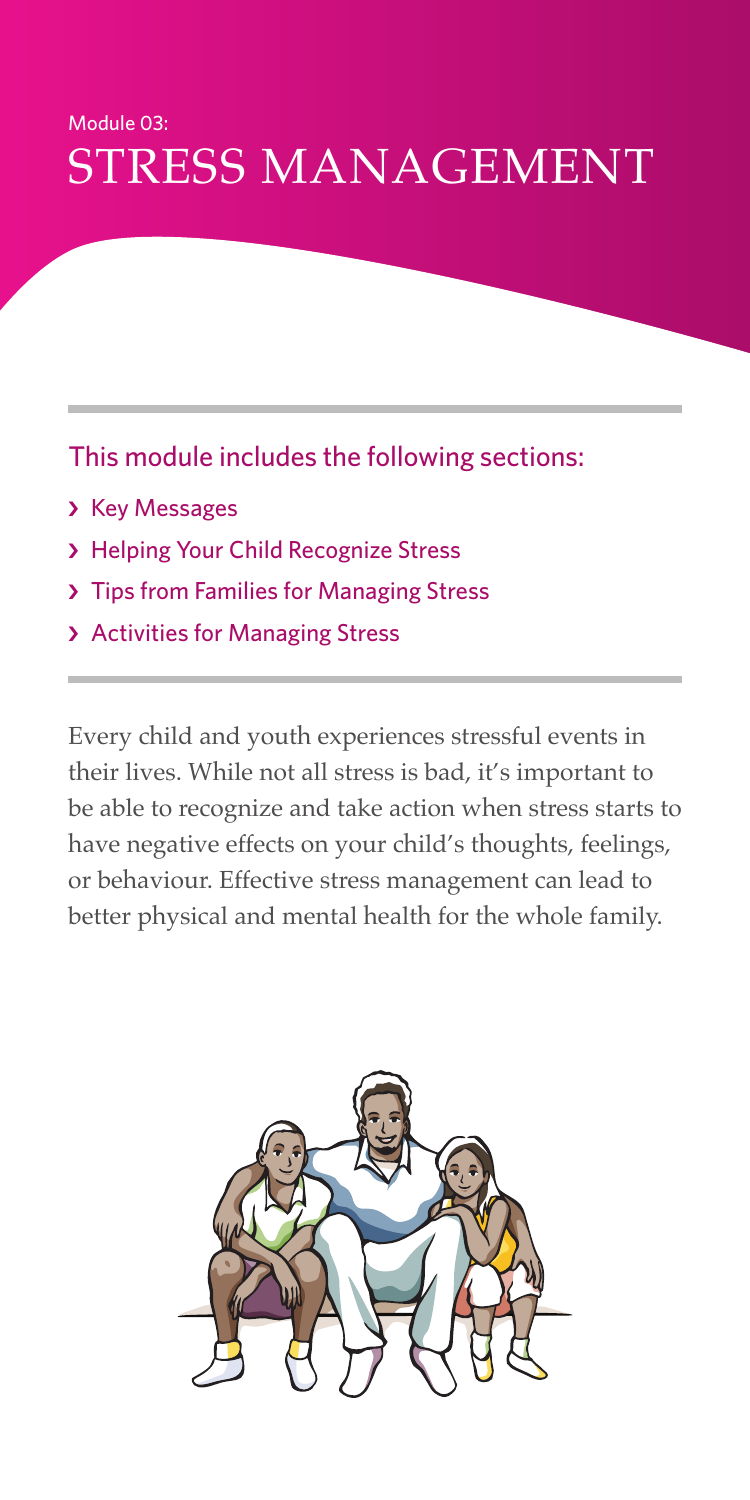Module 03:

# STRESS MANAGEMENT

## This module includes the following sections:

- Key Messages
- Helping Your Child Recognize Stress
- Tips from Families for Managing Stress
- Activities for Managing Stress

Every child and youth experiences stressful events in their lives. While not all stress is bad, it's important to be able to recognize and take action when stress starts to have negative effects on your child's thoughts, feelings, or behaviour. Effective stress management can lead to better physical and mental health for the whole family.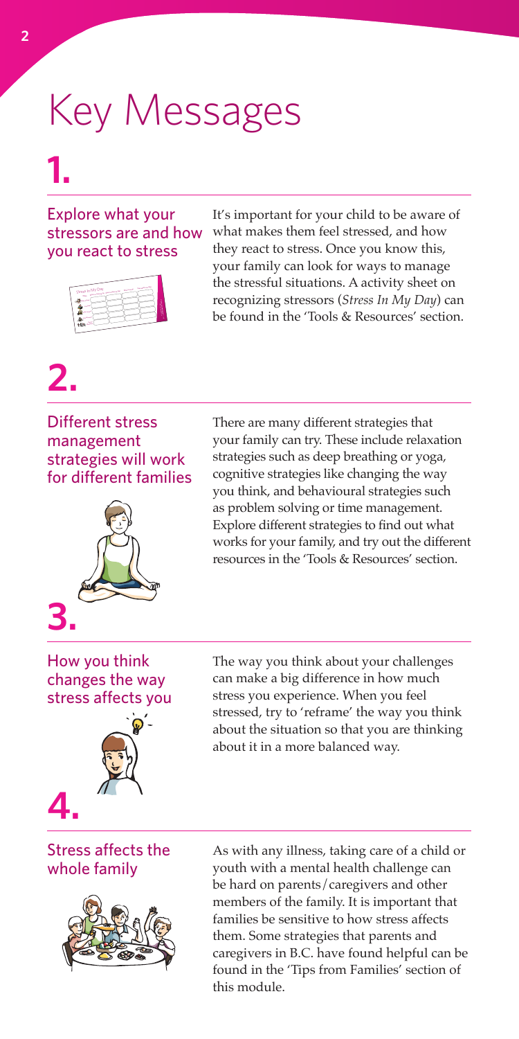# Key Messages

## 1.

### Explore what your stressors are and how you react to stress

It's important for your child to be aware of what makes them feel stressed, and how they react to stress. Once you know this, your family can look for ways to manage the stressful situations. A activity sheet on recognizing stressors (*Stress In My Day*) can be found in the 'Tools & Resources' section.

## 2.

### Different stress management strategies will work for different families

There are many different strategies that your family can try. These include relaxation strategies such as deep breathing or yoga, cognitive strategies like changing the way you think, and behavioural strategies such as problem solving or time management. Explore different strategies to find out what works for your family, and try out the different resources in the 'Tools & Resources' section.

## 3.

### How you think changes the way stress affects you

The way you think about your challenges can make a big difference in how much stress you experience. When you feel stressed, try to 'reframe' the way you think about the situation so that you are thinking about it in a more balanced way.

## 4.

### Stress affects the whole family

As with any illness, taking care of a child or youth with a mental health challenge can be hard on parents/caregivers and other members of the family. It is important that families be sensitive to how stress affects them. Some strategies that parents and caregivers in B.C. have found helpful can be found in the 'Tips from Families' section of this module.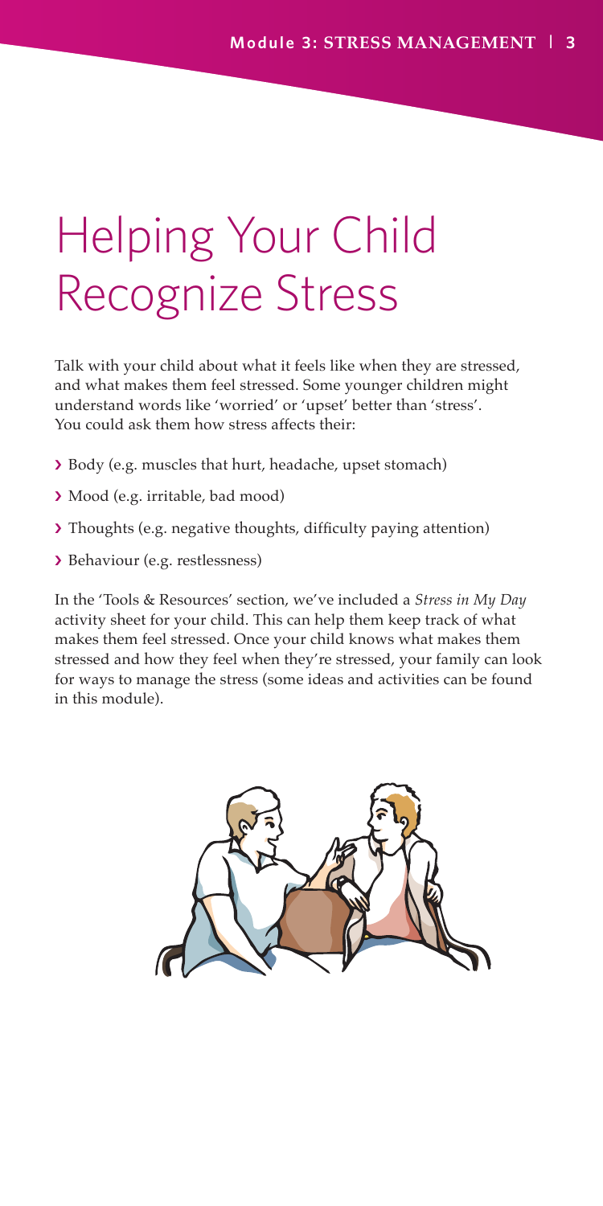# Helping Your Child Recognize Stress

Talk with your child about what it feels like when they are stressed, and what makes them feel stressed. Some younger children might understand words like 'worried' or 'upset' better than 'stress'. You could ask them how stress affects their:

- Body (e.g. muscles that hurt, headache, upset stomach)
- Mood (e.g. irritable, bad mood)
- Thoughts (e.g. negative thoughts, difficulty paying attention)
- Behaviour (e.g. restlessness)

In the 'Tools & Resources' section, we've included a *Stress in My Day* activity sheet for your child. This can help them keep track of what makes them feel stressed. Once your child knows what makes them stressed and how they feel when they're stressed, your family can look for ways to manage the stress (some ideas and activities can be found in this module).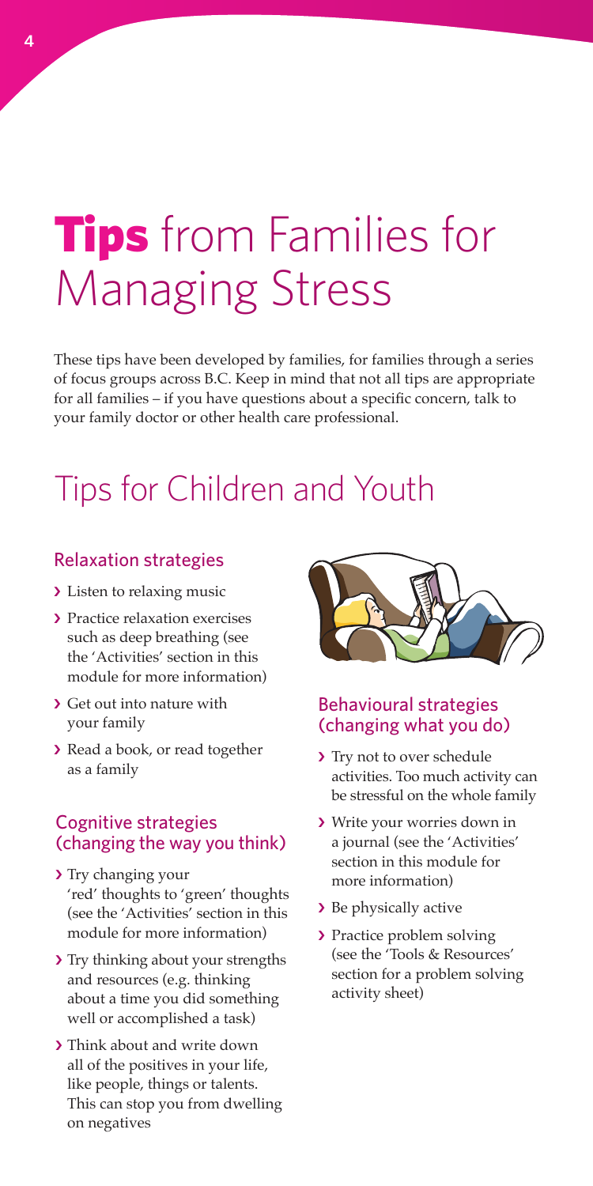# **Tips** from Families for Managing Stress

These tips have been developed by families, for families through a series of focus groups across B.C. Keep in mind that not all tips are appropriate for all families – if you have questions about a specific concern, talk to your family doctor or other health care professional.

## Tips for Children and Youth

### Relaxation strategies

- Listen to relaxing music
- Practice relaxation exercises such as deep breathing (see the 'Activities' section in this module for more information)
- Get out into nature with your family
- Read a book, or read together as a family

### Cognitive strategies (changing the way you think)

- Try changing your 'red' thoughts to 'green' thoughts (see the 'Activities' section in this module for more information)
- Try thinking about your strengths and resources (e.g. thinking about a time you did something well or accomplished a task)
- Think about and write down all of the positives in your life, like people, things or talents. This can stop you from dwelling on negatives

### Behavioural strategies (changing what you do)

- Try not to over schedule activities. Too much activity can be stressful on the whole family
- Write your worries down in a journal (see the 'Activities' section in this module for more information)
- Be physically active
- Practice problem solving (see the 'Tools & Resources' section for a problem solving activity sheet)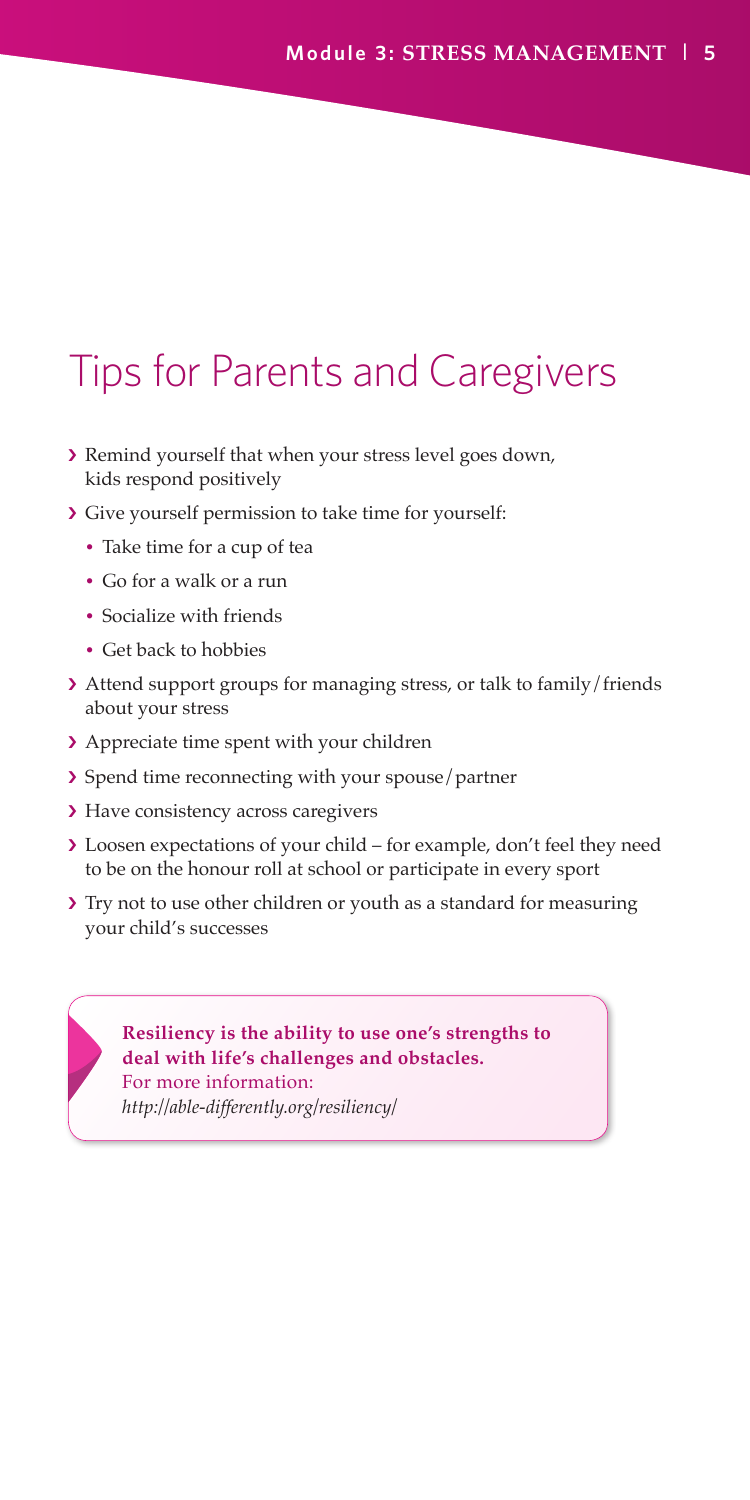# Tips for Parents and Caregivers

- Remind yourself that when your stress level goes down, kids respond positively
- Give yourself permission to take time for yourself:
  - Take time for a cup of tea
  - Go for a walk or a run
  - Socialize with friends
  - Get back to hobbies
- Attend support groups for managing stress, or talk to family/friends about your stress
- Appreciate time spent with your children
- Spend time reconnecting with your spouse/partner
- Have consistency across caregivers
- Loosen expectations of your child – for example, don't feel they need to be on the honour roll at school or participate in every sport
- Try not to use other children or youth as a standard for measuring your child's successes

**Resiliency is the ability to use one's strengths to deal with life's challenges and obstacles.**
For more information:
*http://able-differently.org/resiliency/*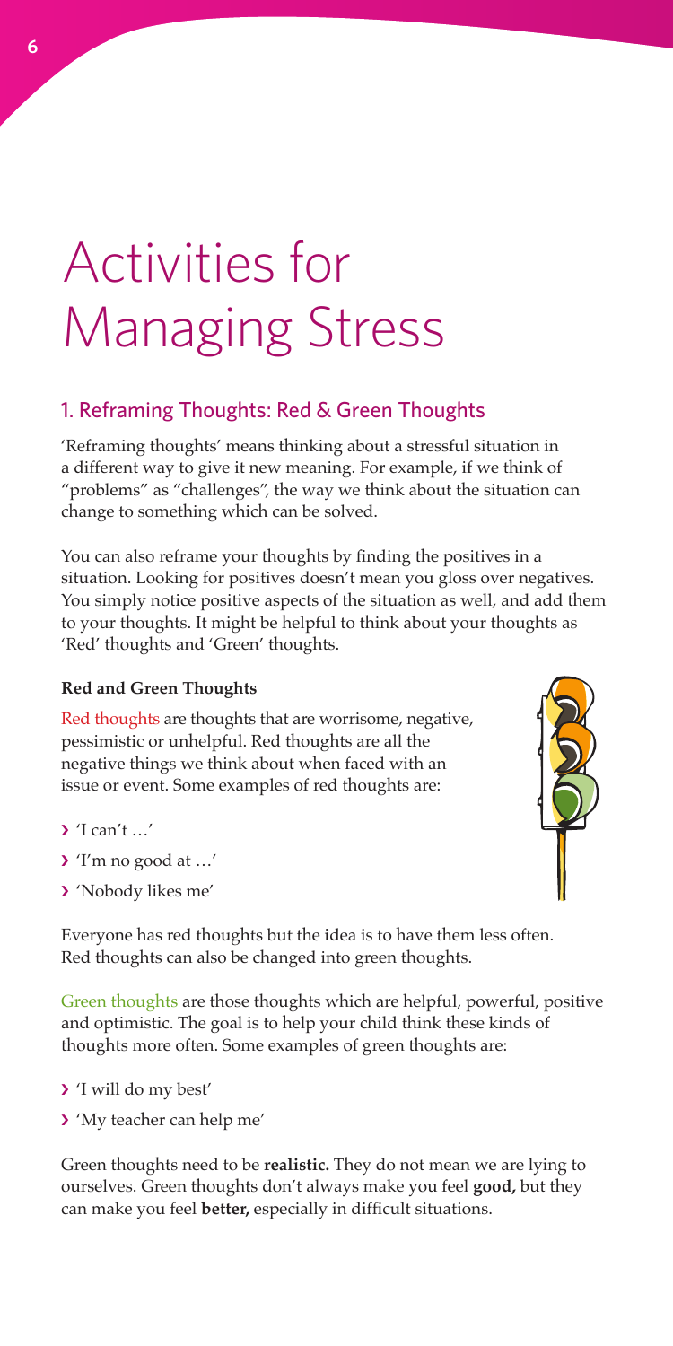# Activities for Managing Stress

## 1. Reframing Thoughts: Red & Green Thoughts

'Reframing thoughts' means thinking about a stressful situation in a different way to give it new meaning. For example, if we think of "problems" as "challenges", the way we think about the situation can change to something which can be solved.

You can also reframe your thoughts by finding the positives in a situation. Looking for positives doesn't mean you gloss over negatives. You simply notice positive aspects of the situation as well, and add them to your thoughts. It might be helpful to think about your thoughts as 'Red' thoughts and 'Green' thoughts.

**Red and Green Thoughts**

Red thoughts are thoughts that are worrisome, negative, pessimistic or unhelpful. Red thoughts are all the negative things we think about when faced with an issue or event. Some examples of red thoughts are:

- 'I can't …'
- 'I'm no good at …'
- 'Nobody likes me'

Everyone has red thoughts but the idea is to have them less often. Red thoughts can also be changed into green thoughts.

Green thoughts are those thoughts which are helpful, powerful, positive and optimistic. The goal is to help your child think these kinds of thoughts more often. Some examples of green thoughts are:

- 'I will do my best'
- 'My teacher can help me'

Green thoughts need to be **realistic.** They do not mean we are lying to ourselves. Green thoughts don't always make you feel **good,** but they can make you feel **better,** especially in difficult situations.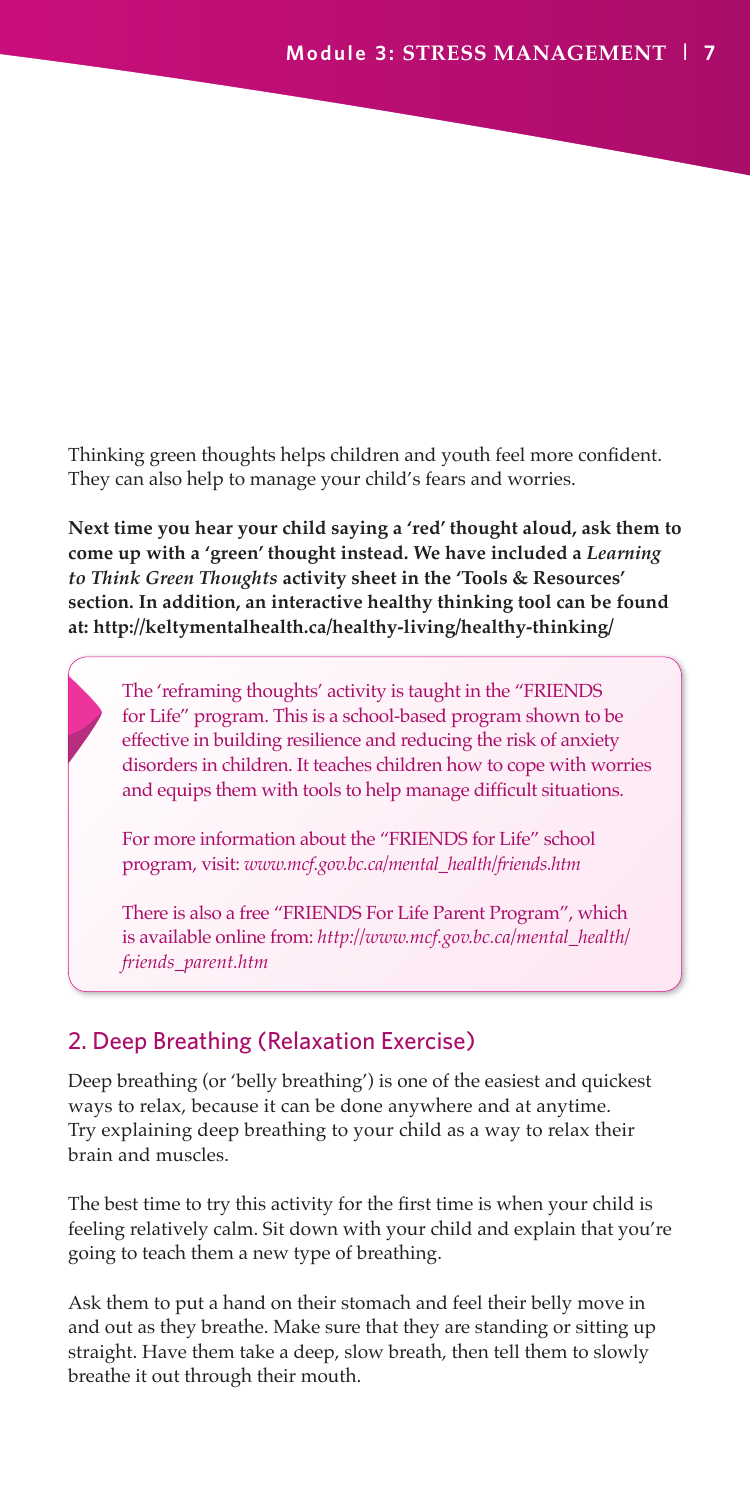Thinking green thoughts helps children and youth feel more confident. They can also help to manage your child's fears and worries.

**Next time you hear your child saying a 'red' thought aloud, ask them to come up with a 'green' thought instead. We have included a *Learning to Think Green Thoughts* activity sheet in the 'Tools & Resources' section. In addition, an interactive healthy thinking tool can be found at: http://keltymentalhealth.ca/healthy-living/healthy-thinking/**

> The 'reframing thoughts' activity is taught in the "FRIENDS for Life" program. This is a school-based program shown to be effective in building resilience and reducing the risk of anxiety disorders in children. It teaches children how to cope with worries and equips them with tools to help manage difficult situations.
>
> For more information about the "FRIENDS for Life" school program, visit: *www.mcf.gov.bc.ca/mental_health/friends.htm*
>
> There is also a free "FRIENDS For Life Parent Program", which is available online from: *http://www.mcf.gov.bc.ca/mental_health/friends_parent.htm*

## 2. Deep Breathing (Relaxation Exercise)

Deep breathing (or 'belly breathing') is one of the easiest and quickest ways to relax, because it can be done anywhere and at anytime. Try explaining deep breathing to your child as a way to relax their brain and muscles.

The best time to try this activity for the first time is when your child is feeling relatively calm. Sit down with your child and explain that you're going to teach them a new type of breathing.

Ask them to put a hand on their stomach and feel their belly move in and out as they breathe. Make sure that they are standing or sitting up straight. Have them take a deep, slow breath, then tell them to slowly breathe it out through their mouth.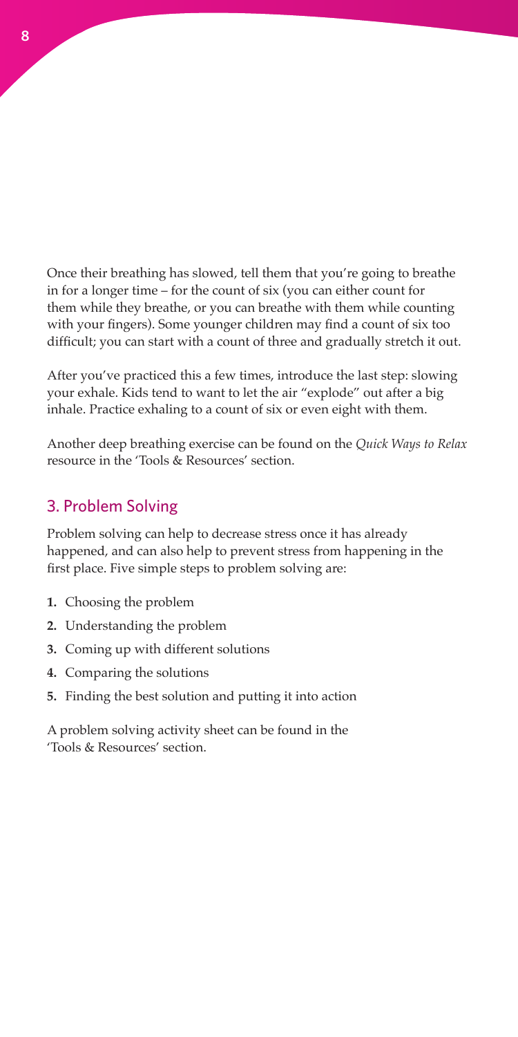Once their breathing has slowed, tell them that you're going to breathe in for a longer time – for the count of six (you can either count for them while they breathe, or you can breathe with them while counting with your fingers). Some younger children may find a count of six too difficult; you can start with a count of three and gradually stretch it out.

After you've practiced this a few times, introduce the last step: slowing your exhale. Kids tend to want to let the air "explode" out after a big inhale. Practice exhaling to a count of six or even eight with them.

Another deep breathing exercise can be found on the *Quick Ways to Relax* resource in the 'Tools & Resources' section.

## 3. Problem Solving

Problem solving can help to decrease stress once it has already happened, and can also help to prevent stress from happening in the first place. Five simple steps to problem solving are:

1. Choosing the problem
2. Understanding the problem
3. Coming up with different solutions
4. Comparing the solutions
5. Finding the best solution and putting it into action

A problem solving activity sheet can be found in the 'Tools & Resources' section.